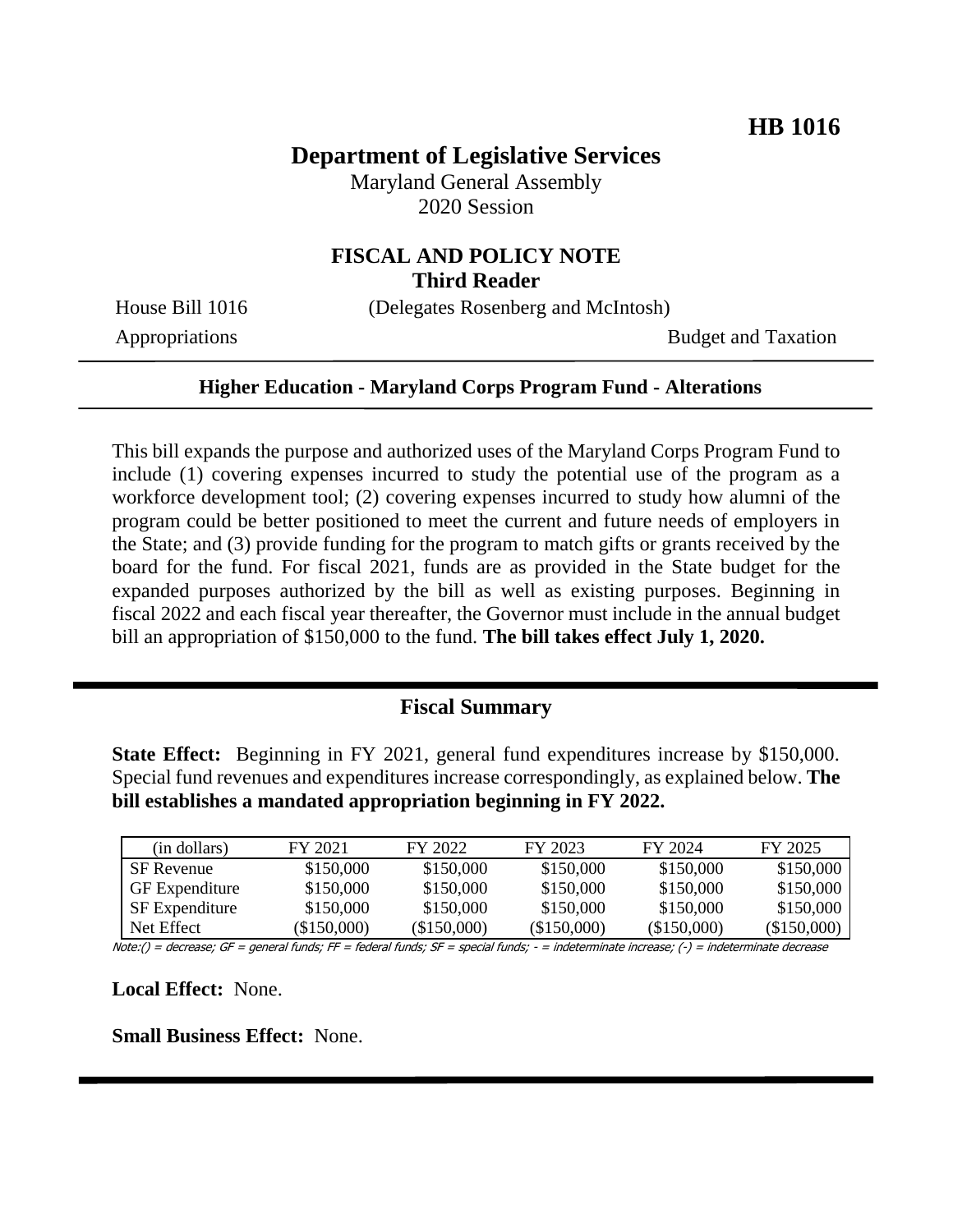**HB 1016**

# Department of Legislative Services

Maryland General Assembly
2020 Session

## FISCAL AND POLICY NOTE
**Third Reader**

House Bill 1016 (Delegates Rosenberg and McIntosh)

Appropriations Budget and Taxation

---

**Higher Education - Maryland Corps Program Fund - Alterations**

---

This bill expands the purpose and authorized uses of the Maryland Corps Program Fund to include (1) covering expenses incurred to study the potential use of the program as a workforce development tool; (2) covering expenses incurred to study how alumni of the program could be better positioned to meet the current and future needs of employers in the State; and (3) provide funding for the program to match gifts or grants received by the board for the fund. For fiscal 2021, funds are as provided in the State budget for the expanded purposes authorized by the bill as well as existing purposes. Beginning in fiscal 2022 and each fiscal year thereafter, the Governor must include in the annual budget bill an appropriation of $150,000 to the fund. **The bill takes effect July 1, 2020.**

---

## Fiscal Summary

**State Effect:** Beginning in FY 2021, general fund expenditures increase by $150,000. Special fund revenues and expenditures increase correspondingly, as explained below. **The bill establishes a mandated appropriation beginning in FY 2022.**

| (in dollars) | FY 2021 | FY 2022 | FY 2023 | FY 2024 | FY 2025 |
|---|---|---|---|---|---|
| SF Revenue | $150,000 | $150,000 | $150,000 | $150,000 | $150,000 |
| GF Expenditure | $150,000 | $150,000 | $150,000 | $150,000 | $150,000 |
| SF Expenditure | $150,000 | $150,000 | $150,000 | $150,000 | $150,000 |
| Net Effect | ($150,000) | ($150,000) | ($150,000) | ($150,000) | ($150,000) |

Note:() = decrease; GF = general funds; FF = federal funds; SF = special funds; - = indeterminate increase; (-) = indeterminate decrease

**Local Effect:** None.

**Small Business Effect:** None.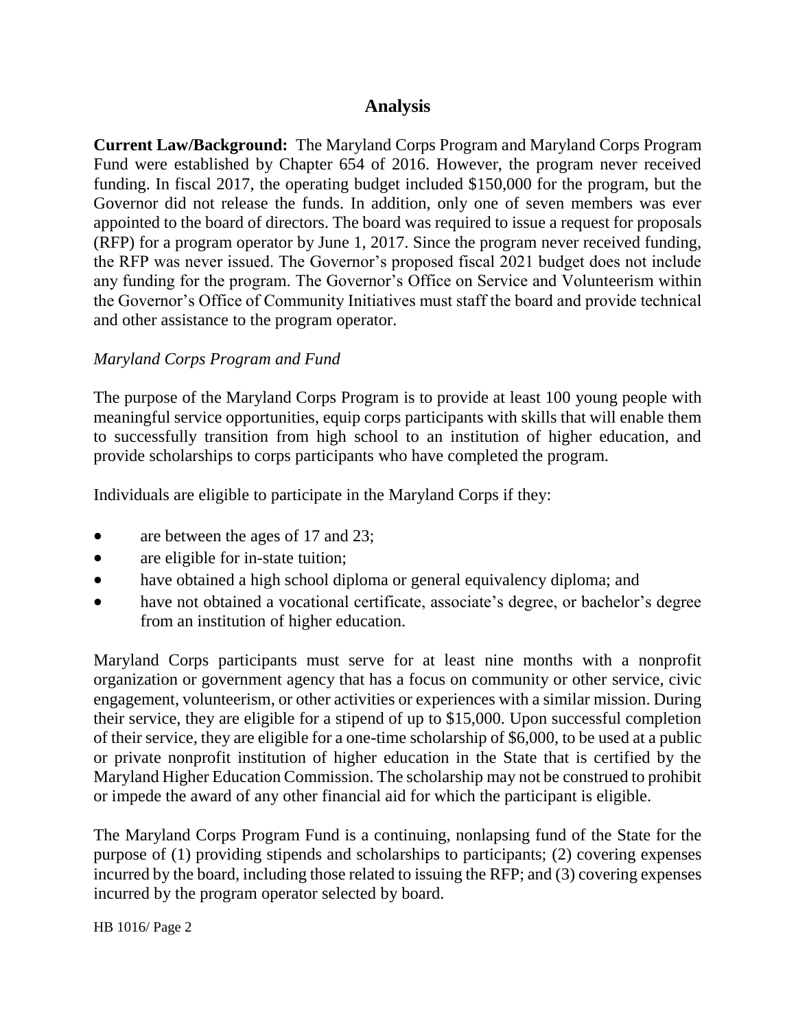## Analysis

**Current Law/Background:** The Maryland Corps Program and Maryland Corps Program Fund were established by Chapter 654 of 2016. However, the program never received funding. In fiscal 2017, the operating budget included $150,000 for the program, but the Governor did not release the funds. In addition, only one of seven members was ever appointed to the board of directors. The board was required to issue a request for proposals (RFP) for a program operator by June 1, 2017. Since the program never received funding, the RFP was never issued. The Governor's proposed fiscal 2021 budget does not include any funding for the program. The Governor's Office on Service and Volunteerism within the Governor's Office of Community Initiatives must staff the board and provide technical and other assistance to the program operator.

*Maryland Corps Program and Fund*

The purpose of the Maryland Corps Program is to provide at least 100 young people with meaningful service opportunities, equip corps participants with skills that will enable them to successfully transition from high school to an institution of higher education, and provide scholarships to corps participants who have completed the program.

Individuals are eligible to participate in the Maryland Corps if they:

- are between the ages of 17 and 23;
- are eligible for in-state tuition;
- have obtained a high school diploma or general equivalency diploma; and
- have not obtained a vocational certificate, associate's degree, or bachelor's degree from an institution of higher education.

Maryland Corps participants must serve for at least nine months with a nonprofit organization or government agency that has a focus on community or other service, civic engagement, volunteerism, or other activities or experiences with a similar mission. During their service, they are eligible for a stipend of up to $15,000. Upon successful completion of their service, they are eligible for a one-time scholarship of $6,000, to be used at a public or private nonprofit institution of higher education in the State that is certified by the Maryland Higher Education Commission. The scholarship may not be construed to prohibit or impede the award of any other financial aid for which the participant is eligible.

The Maryland Corps Program Fund is a continuing, nonlapsing fund of the State for the purpose of (1) providing stipends and scholarships to participants; (2) covering expenses incurred by the board, including those related to issuing the RFP; and (3) covering expenses incurred by the program operator selected by board.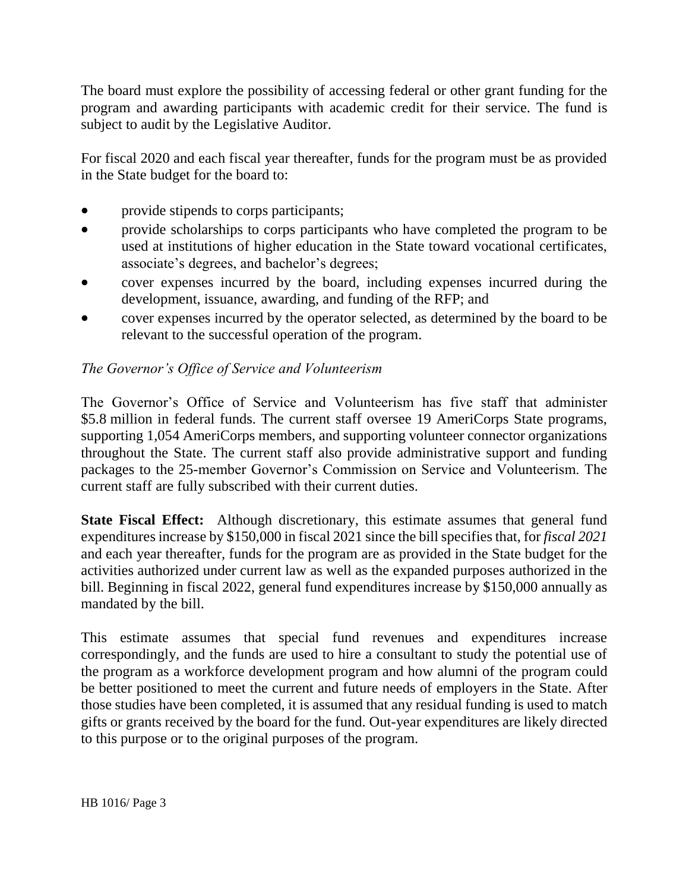The board must explore the possibility of accessing federal or other grant funding for the program and awarding participants with academic credit for their service. The fund is subject to audit by the Legislative Auditor.

For fiscal 2020 and each fiscal year thereafter, funds for the program must be as provided in the State budget for the board to:

- provide stipends to corps participants;
- provide scholarships to corps participants who have completed the program to be used at institutions of higher education in the State toward vocational certificates, associate's degrees, and bachelor's degrees;
- cover expenses incurred by the board, including expenses incurred during the development, issuance, awarding, and funding of the RFP; and
- cover expenses incurred by the operator selected, as determined by the board to be relevant to the successful operation of the program.

*The Governor's Office of Service and Volunteerism*

The Governor's Office of Service and Volunteerism has five staff that administer \$5.8 million in federal funds. The current staff oversee 19 AmeriCorps State programs, supporting 1,054 AmeriCorps members, and supporting volunteer connector organizations throughout the State. The current staff also provide administrative support and funding packages to the 25-member Governor's Commission on Service and Volunteerism. The current staff are fully subscribed with their current duties.

**State Fiscal Effect:** Although discretionary, this estimate assumes that general fund expenditures increase by \$150,000 in fiscal 2021 since the bill specifies that, for *fiscal 2021* and each year thereafter, funds for the program are as provided in the State budget for the activities authorized under current law as well as the expanded purposes authorized in the bill. Beginning in fiscal 2022, general fund expenditures increase by \$150,000 annually as mandated by the bill.

This estimate assumes that special fund revenues and expenditures increase correspondingly, and the funds are used to hire a consultant to study the potential use of the program as a workforce development program and how alumni of the program could be better positioned to meet the current and future needs of employers in the State. After those studies have been completed, it is assumed that any residual funding is used to match gifts or grants received by the board for the fund. Out-year expenditures are likely directed to this purpose or to the original purposes of the program.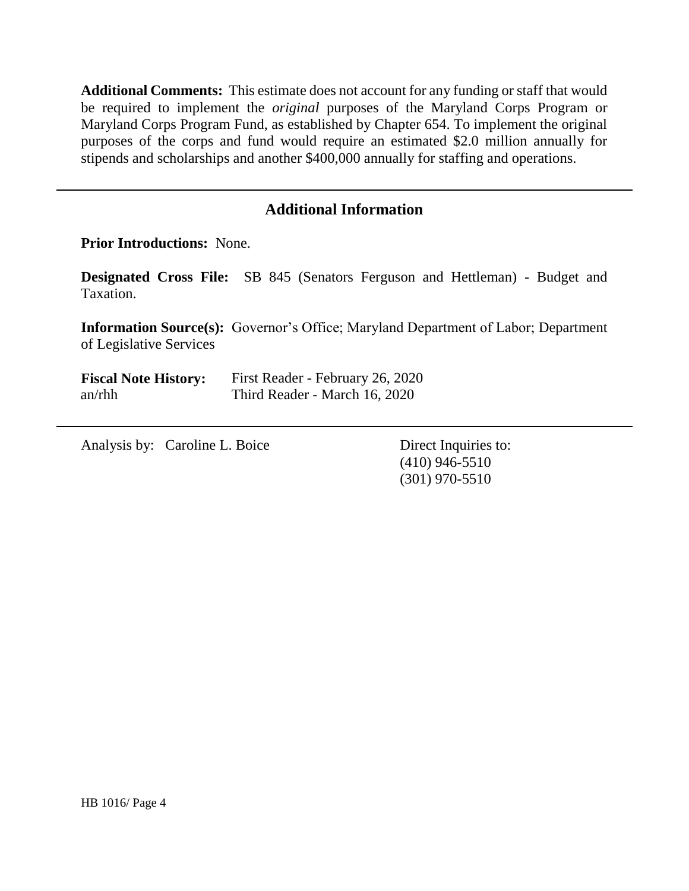**Additional Comments:** This estimate does not account for any funding or staff that would be required to implement the *original* purposes of the Maryland Corps Program or Maryland Corps Program Fund, as established by Chapter 654. To implement the original purposes of the corps and fund would require an estimated $2.0 million annually for stipends and scholarships and another $400,000 annually for staffing and operations.

---

## Additional Information

**Prior Introductions:** None.

**Designated Cross File:** SB 845 (Senators Ferguson and Hettleman) - Budget and Taxation.

**Information Source(s):** Governor's Office; Maryland Department of Labor; Department of Legislative Services

**Fiscal Note History:** First Reader - February 26, 2020
an/rhh Third Reader - March 16, 2020

---

Analysis by: Caroline L. Boice

Direct Inquiries to:
(410) 946-5510
(301) 970-5510